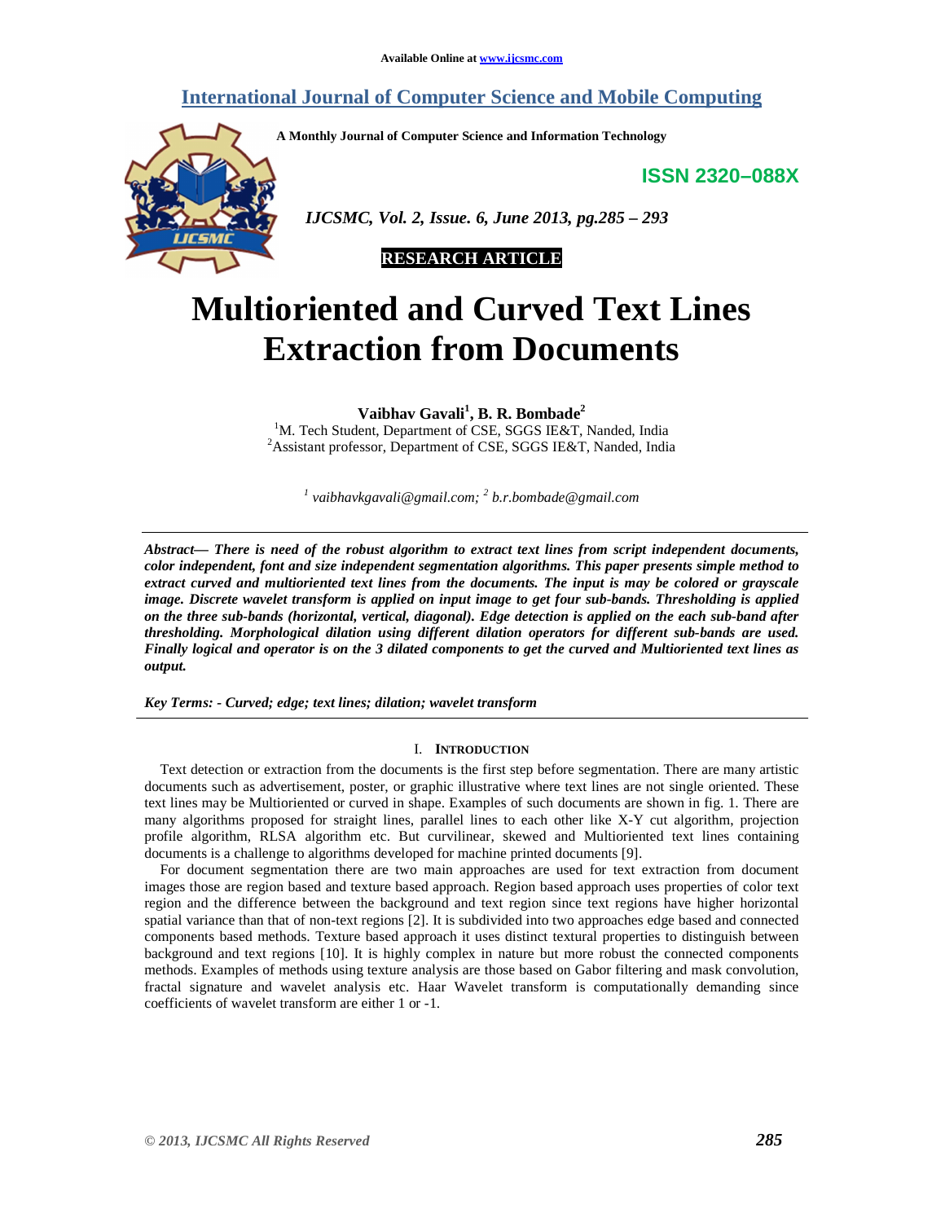Available Online at www.ijcsmc.com

# International Journal of Computer Science and Mobile Computing

**A Monthly Journal of Computer Science and Information Technology**

**ISSN 2320–088X**

**RESEARCH ARTICLE**

# Multioriented and Curved Text Lines Extraction from Documents

**Vaibhav Gavali[1], B. R. Bombade[2]**

[1]M. Tech Student, Department of CSE, SGGS IE&T, Nanded, India
[2]Assistant professor, Department of CSE, SGGS IE&T, Nanded, India

*[1] vaibhavkgavali@gmail.com; [2] b.r.bombade@gmail.com*

***Abstract— There is need of the robust algorithm to extract text lines from script independent documents, color independent, font and size independent segmentation algorithms. This paper presents simple method to extract curved and multioriented text lines from the documents. The input is may be colored or grayscale image. Discrete wavelet transform is applied on input image to get four sub-bands. Thresholding is applied on the three sub-bands (horizontal, vertical, diagonal). Edge detection is applied on the each sub-band after thresholding. Morphological dilation using different dilation operators for different sub-bands are used. Finally logical and operator is on the 3 dilated components to get the curved and Multioriented text lines as output.***

***Key Terms: - Curved; edge; text lines; dilation; wavelet transform***

## I. INTRODUCTION

Text detection or extraction from the documents is the first step before segmentation. There are many artistic documents such as advertisement, poster, or graphic illustrative where text lines are not single oriented. These text lines may be Multioriented or curved in shape. Examples of such documents are shown in fig. 1. There are many algorithms proposed for straight lines, parallel lines to each other like X-Y cut algorithm, projection profile algorithm, RLSA algorithm etc. But curvilinear, skewed and Multioriented text lines containing documents is a challenge to algorithms developed for machine printed documents [9].

For document segmentation there are two main approaches are used for text extraction from document images those are region based and texture based approach. Region based approach uses properties of color text region and the difference between the background and text region since text regions have higher horizontal spatial variance than that of non-text regions [2]. It is subdivided into two approaches edge based and connected components based methods. Texture based approach it uses distinct textural properties to distinguish between background and text regions [10]. It is highly complex in nature but more robust the connected components methods. Examples of methods using texture analysis are those based on Gabor filtering and mask convolution, fractal signature and wavelet analysis etc. Haar Wavelet transform is computationally demanding since coefficients of wavelet transform are either 1 or -1.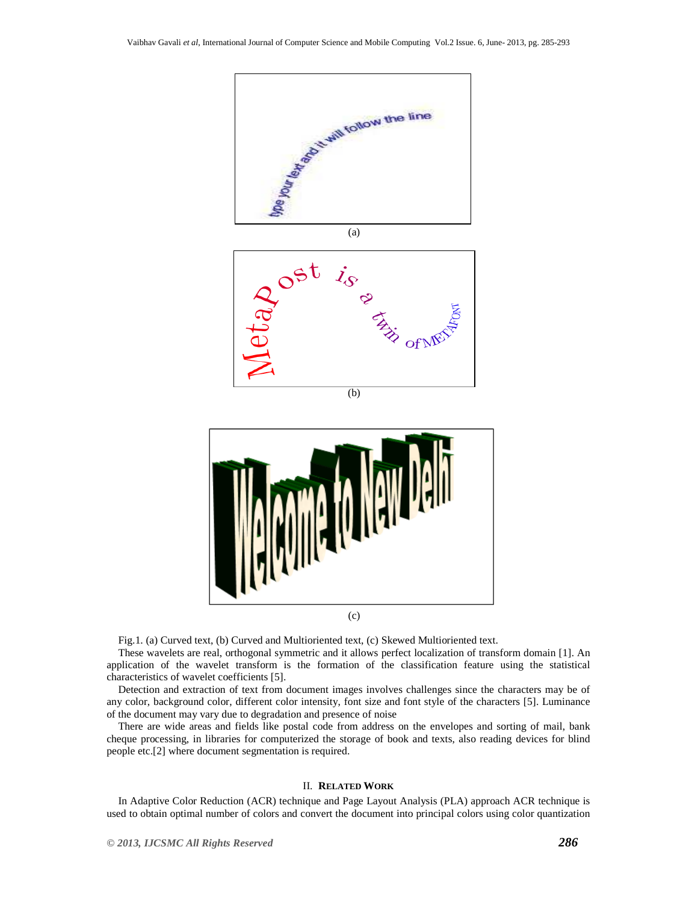(a)

(b)

(c)

Fig.1. (a) Curved text, (b) Curved and Multioriented text, (c) Skewed Multioriented text.

These wavelets are real, orthogonal symmetric and it allows perfect localization of transform domain [1]. An application of the wavelet transform is the formation of the classification feature using the statistical characteristics of wavelet coefficients [5].

Detection and extraction of text from document images involves challenges since the characters may be of any color, background color, different color intensity, font size and font style of the characters [5]. Luminance of the document may vary due to degradation and presence of noise

There are wide areas and fields like postal code from address on the envelopes and sorting of mail, bank cheque processing, in libraries for computerized the storage of book and texts, also reading devices for blind people etc.[2] where document segmentation is required.

## II. Related Work

In Adaptive Color Reduction (ACR) technique and Page Layout Analysis (PLA) approach ACR technique is used to obtain optimal number of colors and convert the document into principal colors using color quantization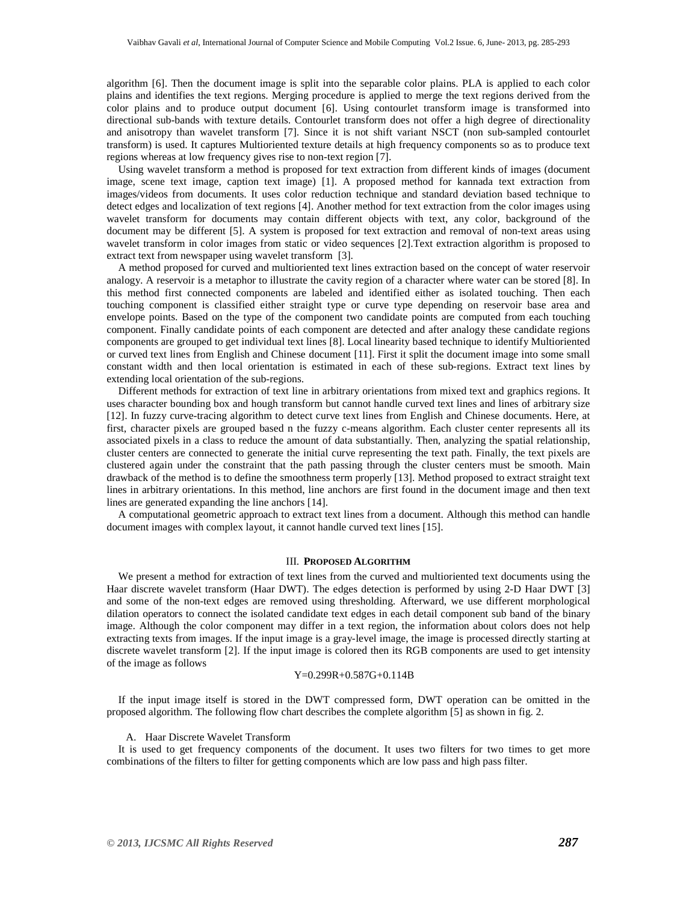algorithm [6]. Then the document image is split into the separable color plains. PLA is applied to each color plains and identifies the text regions. Merging procedure is applied to merge the text regions derived from the color plains and to produce output document [6]. Using contourlet transform image is transformed into directional sub-bands with texture details. Contourlet transform does not offer a high degree of directionality and anisotropy than wavelet transform [7]. Since it is not shift variant NSCT (non sub-sampled contourlet transform) is used. It captures Multioriented texture details at high frequency components so as to produce text regions whereas at low frequency gives rise to non-text region [7].

Using wavelet transform a method is proposed for text extraction from different kinds of images (document image, scene text image, caption text image) [1]. A proposed method for kannada text extraction from images/videos from documents. It uses color reduction technique and standard deviation based technique to detect edges and localization of text regions [4]. Another method for text extraction from the color images using wavelet transform for documents may contain different objects with text, any color, background of the document may be different [5]. A system is proposed for text extraction and removal of non-text areas using wavelet transform in color images from static or video sequences [2].Text extraction algorithm is proposed to extract text from newspaper using wavelet transform [3].

A method proposed for curved and multioriented text lines extraction based on the concept of water reservoir analogy. A reservoir is a metaphor to illustrate the cavity region of a character where water can be stored [8]. In this method first connected components are labeled and identified either as isolated touching. Then each touching component is classified either straight type or curve type depending on reservoir base area and envelope points. Based on the type of the component two candidate points are computed from each touching component. Finally candidate points of each component are detected and after analogy these candidate regions components are grouped to get individual text lines [8]. Local linearity based technique to identify Multioriented or curved text lines from English and Chinese document [11]. First it split the document image into some small constant width and then local orientation is estimated in each of these sub-regions. Extract text lines by extending local orientation of the sub-regions.

Different methods for extraction of text line in arbitrary orientations from mixed text and graphics regions. It uses character bounding box and hough transform but cannot handle curved text lines and lines of arbitrary size [12]. In fuzzy curve-tracing algorithm to detect curve text lines from English and Chinese documents. Here, at first, character pixels are grouped based n the fuzzy c-means algorithm. Each cluster center represents all its associated pixels in a class to reduce the amount of data substantially. Then, analyzing the spatial relationship, cluster centers are connected to generate the initial curve representing the text path. Finally, the text pixels are clustered again under the constraint that the path passing through the cluster centers must be smooth. Main drawback of the method is to define the smoothness term properly [13]. Method proposed to extract straight text lines in arbitrary orientations. In this method, line anchors are first found in the document image and then text lines are generated expanding the line anchors [14].

A computational geometric approach to extract text lines from a document. Although this method can handle document images with complex layout, it cannot handle curved text lines [15].

## III. Proposed Algorithm

We present a method for extraction of text lines from the curved and multioriented text documents using the Haar discrete wavelet transform (Haar DWT). The edges detection is performed by using 2-D Haar DWT [3] and some of the non-text edges are removed using thresholding. Afterward, we use different morphological dilation operators to connect the isolated candidate text edges in each detail component sub band of the binary image. Although the color component may differ in a text region, the information about colors does not help extracting texts from images. If the input image is a gray-level image, the image is processed directly starting at discrete wavelet transform [2]. If the input image is colored then its RGB components are used to get intensity of the image as follows

$$Y=0.299R+0.587G+0.114B$$

If the input image itself is stored in the DWT compressed form, DWT operation can be omitted in the proposed algorithm. The following flow chart describes the complete algorithm [5] as shown in fig. 2.

### A. Haar Discrete Wavelet Transform

It is used to get frequency components of the document. It uses two filters for two times to get more combinations of the filters to filter for getting components which are low pass and high pass filter.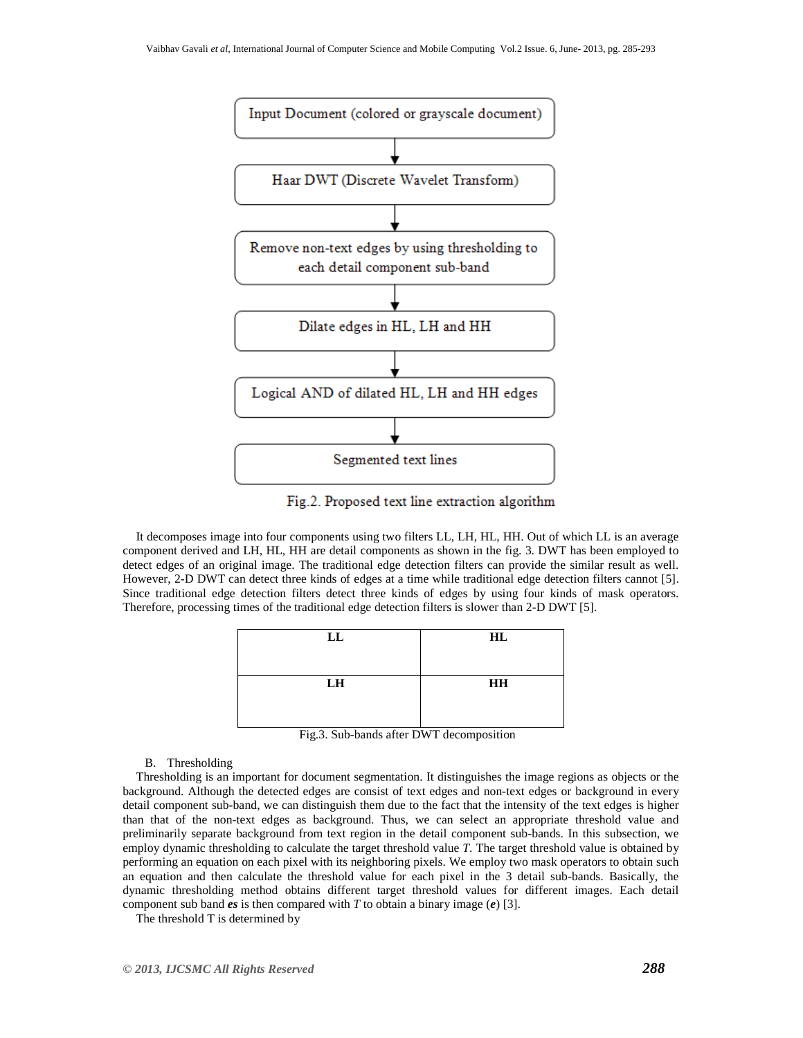Input Document (colored or grayscale document)

Haar DWT (Discrete Wavelet Transform)

Remove non-text edges by using thresholding to each detail component sub-band

Dilate edges in HL, LH and HH

Logical AND of dilated HL, LH and HH edges

Segmented text lines

Fig.2. Proposed text line extraction algorithm

It decomposes image into four components using two filters LL, LH, HL, HH. Out of which LL is an average component derived and LH, HL, HH are detail components as shown in the fig. 3. DWT has been employed to detect edges of an original image. The traditional edge detection filters can provide the similar result as well. However, 2-D DWT can detect three kinds of edges at a time while traditional edge detection filters cannot [5]. Since traditional edge detection filters detect three kinds of edges by using four kinds of mask operators. Therefore, processing times of the traditional edge detection filters is slower than 2-D DWT [5].

| | |
|---|---|
| **LL** | **HL** |
| **LH** | **HH** |

Fig.3. Sub-bands after DWT decomposition

### B. Thresholding

Thresholding is an important for document segmentation. It distinguishes the image regions as objects or the background. Although the detected edges are consist of text edges and non-text edges or background in every detail component sub-band, we can distinguish them due to the fact that the intensity of the text edges is higher than that of the non-text edges as background. Thus, we can select an appropriate threshold value and preliminarily separate background from text region in the detail component sub-bands. In this subsection, we employ dynamic thresholding to calculate the target threshold value *T*. The target threshold value is obtained by performing an equation on each pixel with its neighboring pixels. We employ two mask operators to obtain such an equation and then calculate the threshold value for each pixel in the 3 detail sub-bands. Basically, the dynamic thresholding method obtains different target threshold values for different images. Each detail component sub band ***es*** is then compared with *T* to obtain a binary image (***e***) [3].

The threshold T is determined by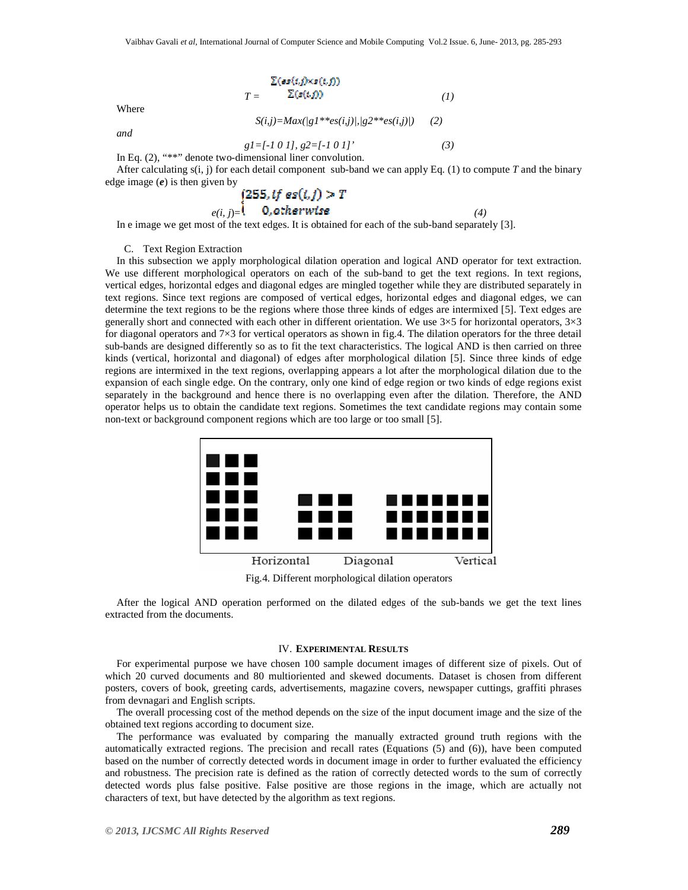$$T = \frac{\sum(es(i,j) \times s(i,j))}{\sum(s(i,j))} \qquad (1)$$

Where

$$S(i,j) = Max(|g1 ** es(i,j)|, |g2 ** es(i,j)|) \qquad (2)$$

*and*

$$g1 = [-1\ 0\ 1],\ g2 = [-1\ 0\ 1]' \qquad (3)$$

In Eq. (2), "**" denote two-dimensional liner convolution.

After calculating s(i, j) for each detail component sub-band we can apply Eq. (1) to compute *T* and the binary edge image (***e***) is then given by

$$e(i,j) = \begin{cases} 255, & if\ es(i,j) > T \\ 0, & otherwise \end{cases} \qquad (4)$$

In e image we get most of the text edges. It is obtained for each of the sub-band separately [3].

### C. Text Region Extraction

In this subsection we apply morphological dilation operation and logical AND operator for text extraction. We use different morphological operators on each of the sub-band to get the text regions. In text regions, vertical edges, horizontal edges and diagonal edges are mingled together while they are distributed separately in text regions. Since text regions are composed of vertical edges, horizontal edges and diagonal edges, we can determine the text regions to be the regions where those three kinds of edges are intermixed [5]. Text edges are generally short and connected with each other in different orientation. We use 3×5 for horizontal operators, 3×3 for diagonal operators and 7×3 for vertical operators as shown in fig.4. The dilation operators for the three detail sub-bands are designed differently so as to fit the text characteristics. The logical AND is then carried on three kinds (vertical, horizontal and diagonal) of edges after morphological dilation [5]. Since three kinds of edge regions are intermixed in the text regions, overlapping appears a lot after the morphological dilation due to the expansion of each single edge. On the contrary, only one kind of edge region or two kinds of edge regions exist separately in the background and hence there is no overlapping even after the dilation. Therefore, the AND operator helps us to obtain the candidate text regions. Sometimes the text candidate regions may contain some non-text or background component regions which are too large or too small [5].

Horizontal Diagonal Vertical

Fig.4. Different morphological dilation operators

After the logical AND operation performed on the dilated edges of the sub-bands we get the text lines extracted from the documents.

## IV. EXPERIMENTAL RESULTS

For experimental purpose we have chosen 100 sample document images of different size of pixels. Out of which 20 curved documents and 80 multioriented and skewed documents. Dataset is chosen from different posters, covers of book, greeting cards, advertisements, magazine covers, newspaper cuttings, graffiti phrases from devnagari and English scripts.

The overall processing cost of the method depends on the size of the input document image and the size of the obtained text regions according to document size.

The performance was evaluated by comparing the manually extracted ground truth regions with the automatically extracted regions. The precision and recall rates (Equations (5) and (6)), have been computed based on the number of correctly detected words in document image in order to further evaluated the efficiency and robustness. The precision rate is defined as the ration of correctly detected words to the sum of correctly detected words plus false positive. False positive are those regions in the image, which are actually not characters of text, but have detected by the algorithm as text regions.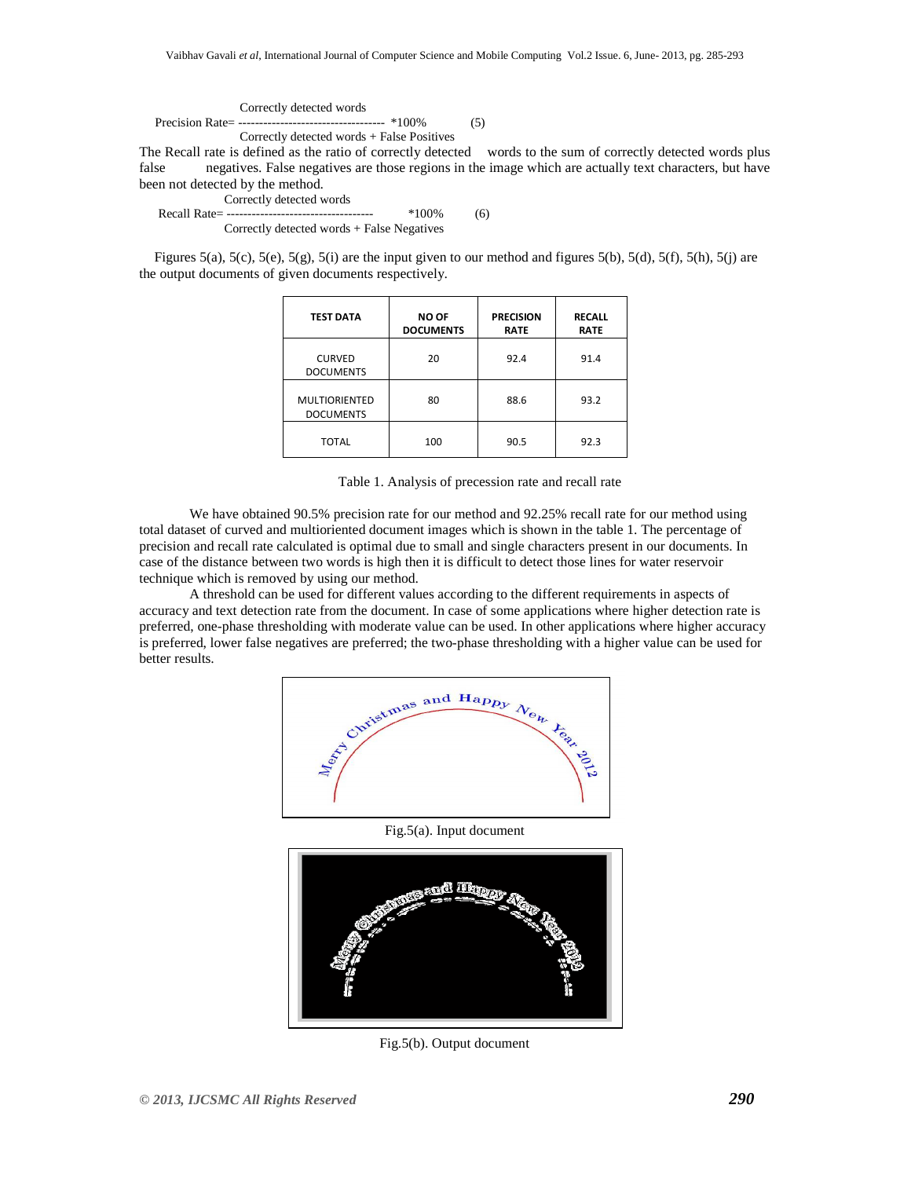$$\text{Precision Rate} = \frac{\text{Correctly detected words}}{\text{Correctly detected words} + \text{False Positives}} * 100\% \quad (5)$$

The Recall rate is defined as the ratio of correctly detected words to the sum of correctly detected words plus false negatives. False negatives are those regions in the image which are actually text characters, but have been not detected by the method.

$$\text{Recall Rate} = \frac{\text{Correctly detected words}}{\text{Correctly detected words} + \text{False Negatives}} * 100\% \quad (6)$$

Figures 5(a), 5(c), 5(e), 5(g), 5(i) are the input given to our method and figures 5(b), 5(d), 5(f), 5(h), 5(j) are the output documents of given documents respectively.

| TEST DATA | NO OF DOCUMENTS | PRECISION RATE | RECALL RATE |
| --- | --- | --- | --- |
| CURVED DOCUMENTS | 20 | 92.4 | 91.4 |
| MULTIORIENTED DOCUMENTS | 80 | 88.6 | 93.2 |
| TOTAL | 100 | 90.5 | 92.3 |

Table 1. Analysis of precession rate and recall rate

We have obtained 90.5% precision rate for our method and 92.25% recall rate for our method using total dataset of curved and multioriented document images which is shown in the table 1. The percentage of precision and recall rate calculated is optimal due to small and single characters present in our documents. In case of the distance between two words is high then it is difficult to detect those lines for water reservoir technique which is removed by using our method.

A threshold can be used for different values according to the different requirements in aspects of accuracy and text detection rate from the document. In case of some applications where higher detection rate is preferred, one-phase thresholding with moderate value can be used. In other applications where higher accuracy is preferred, lower false negatives are preferred; the two-phase thresholding with a higher value can be used for better results.

Fig.5(a). Input document

Fig.5(b). Output document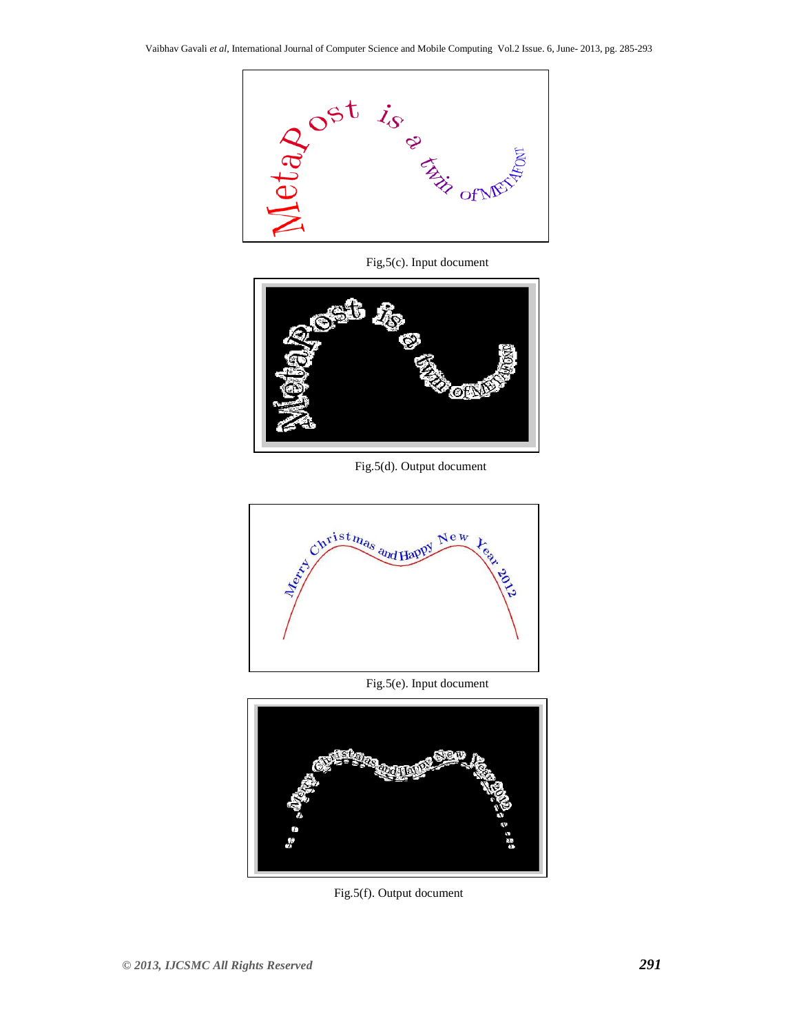Fig,5(c). Input document

Fig.5(d). Output document

Fig.5(e). Input document

Fig.5(f). Output document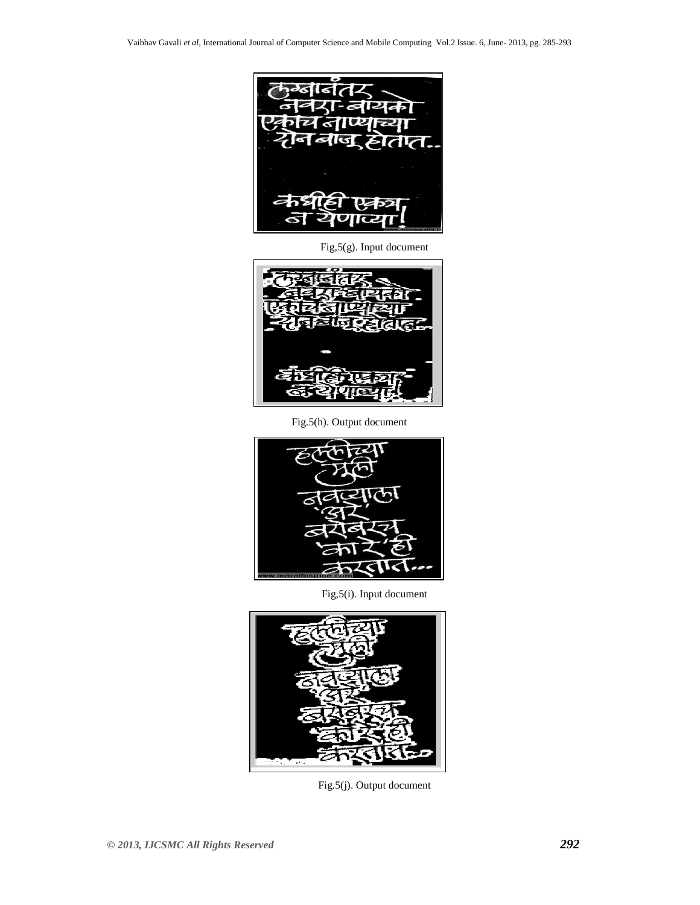Fig,5(g). Input document

Fig.5(h). Output document

Fig,5(i). Input document

Fig.5(j). Output document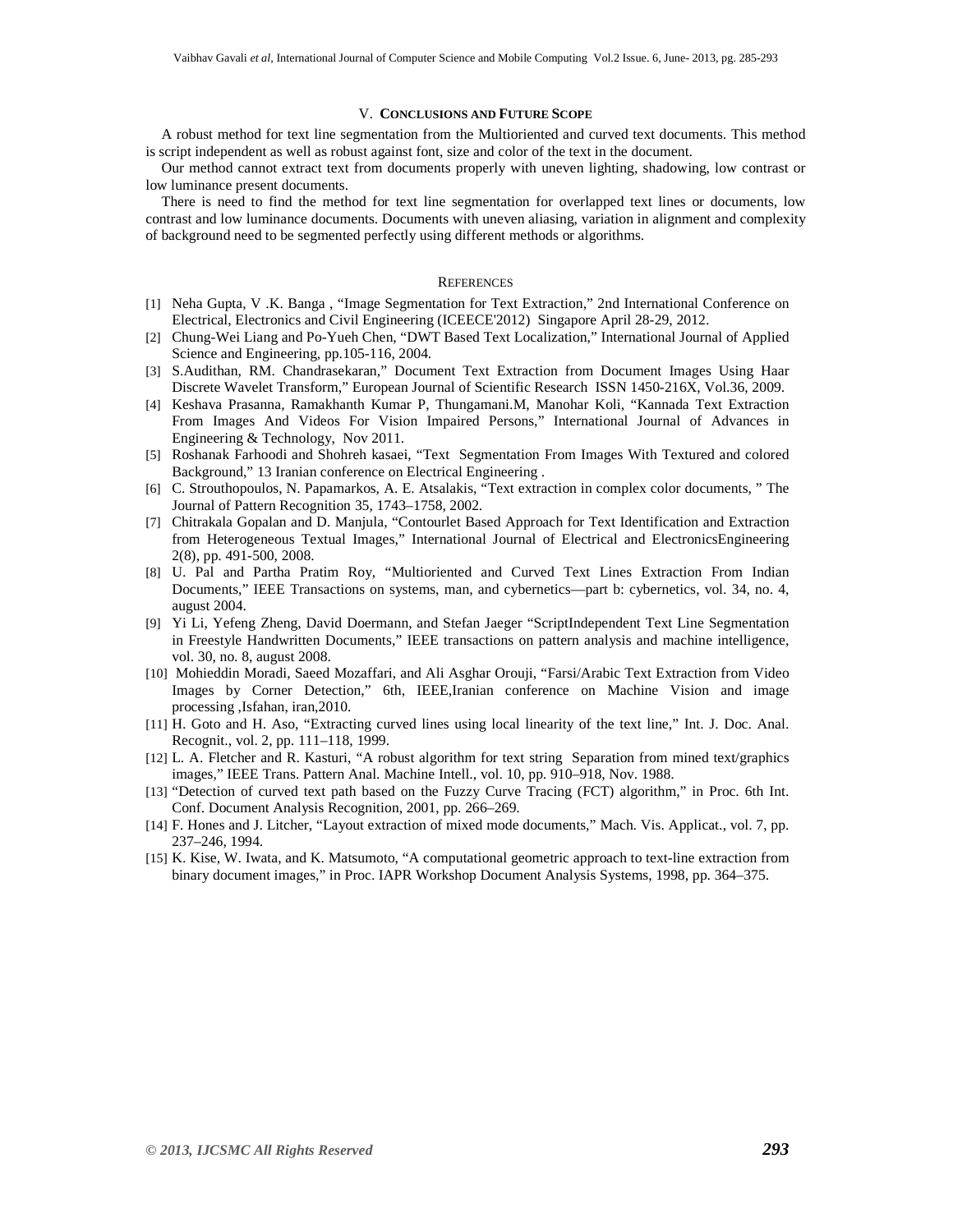## V. CONCLUSIONS AND FUTURE SCOPE

A robust method for text line segmentation from the Multioriented and curved text documents. This method is script independent as well as robust against font, size and color of the text in the document.

Our method cannot extract text from documents properly with uneven lighting, shadowing, low contrast or low luminance present documents.

There is need to find the method for text line segmentation for overlapped text lines or documents, low contrast and low luminance documents. Documents with uneven aliasing, variation in alignment and complexity of background need to be segmented perfectly using different methods or algorithms.

## REFERENCES

[1] Neha Gupta, V .K. Banga , "Image Segmentation for Text Extraction," 2nd International Conference on Electrical, Electronics and Civil Engineering (ICEECE'2012) Singapore April 28-29, 2012.

[2] Chung-Wei Liang and Po-Yueh Chen, "DWT Based Text Localization," International Journal of Applied Science and Engineering, pp.105-116, 2004.

[3] S.Audithan, RM. Chandrasekaran," Document Text Extraction from Document Images Using Haar Discrete Wavelet Transform," European Journal of Scientific Research ISSN 1450-216X, Vol.36, 2009.

[4] Keshava Prasanna, Ramakhanth Kumar P, Thungamani.M, Manohar Koli, "Kannada Text Extraction From Images And Videos For Vision Impaired Persons," International Journal of Advances in Engineering & Technology, Nov 2011.

[5] Roshanak Farhoodi and Shohreh kasaei, "Text Segmentation From Images With Textured and colored Background," 13 Iranian conference on Electrical Engineering .

[6] C. Strouthopoulos, N. Papamarkos, A. E. Atsalakis, "Text extraction in complex color documents, " The Journal of Pattern Recognition 35, 1743–1758, 2002.

[7] Chitrakala Gopalan and D. Manjula, "Contourlet Based Approach for Text Identification and Extraction from Heterogeneous Textual Images," International Journal of Electrical and ElectronicsEngineering 2(8), pp. 491-500, 2008.

[8] U. Pal and Partha Pratim Roy, "Multioriented and Curved Text Lines Extraction From Indian Documents," IEEE Transactions on systems, man, and cybernetics—part b: cybernetics, vol. 34, no. 4, august 2004.

[9] Yi Li, Yefeng Zheng, David Doermann, and Stefan Jaeger "ScriptIndependent Text Line Segmentation in Freestyle Handwritten Documents," IEEE transactions on pattern analysis and machine intelligence, vol. 30, no. 8, august 2008.

[10] Mohieddin Moradi, Saeed Mozaffari, and Ali Asghar Orouji, "Farsi/Arabic Text Extraction from Video Images by Corner Detection," 6th, IEEE,Iranian conference on Machine Vision and image processing ,Isfahan, iran,2010.

[11] H. Goto and H. Aso, "Extracting curved lines using local linearity of the text line," Int. J. Doc. Anal. Recognit., vol. 2, pp. 111–118, 1999.

[12] L. A. Fletcher and R. Kasturi, "A robust algorithm for text string Separation from mined text/graphics images," IEEE Trans. Pattern Anal. Machine Intell., vol. 10, pp. 910–918, Nov. 1988.

[13] "Detection of curved text path based on the Fuzzy Curve Tracing (FCT) algorithm," in Proc. 6th Int. Conf. Document Analysis Recognition, 2001, pp. 266–269.

[14] F. Hones and J. Litcher, "Layout extraction of mixed mode documents," Mach. Vis. Applicat., vol. 7, pp. 237–246, 1994.

[15] K. Kise, W. Iwata, and K. Matsumoto, "A computational geometric approach to text-line extraction from binary document images," in Proc. IAPR Workshop Document Analysis Systems, 1998, pp. 364–375.